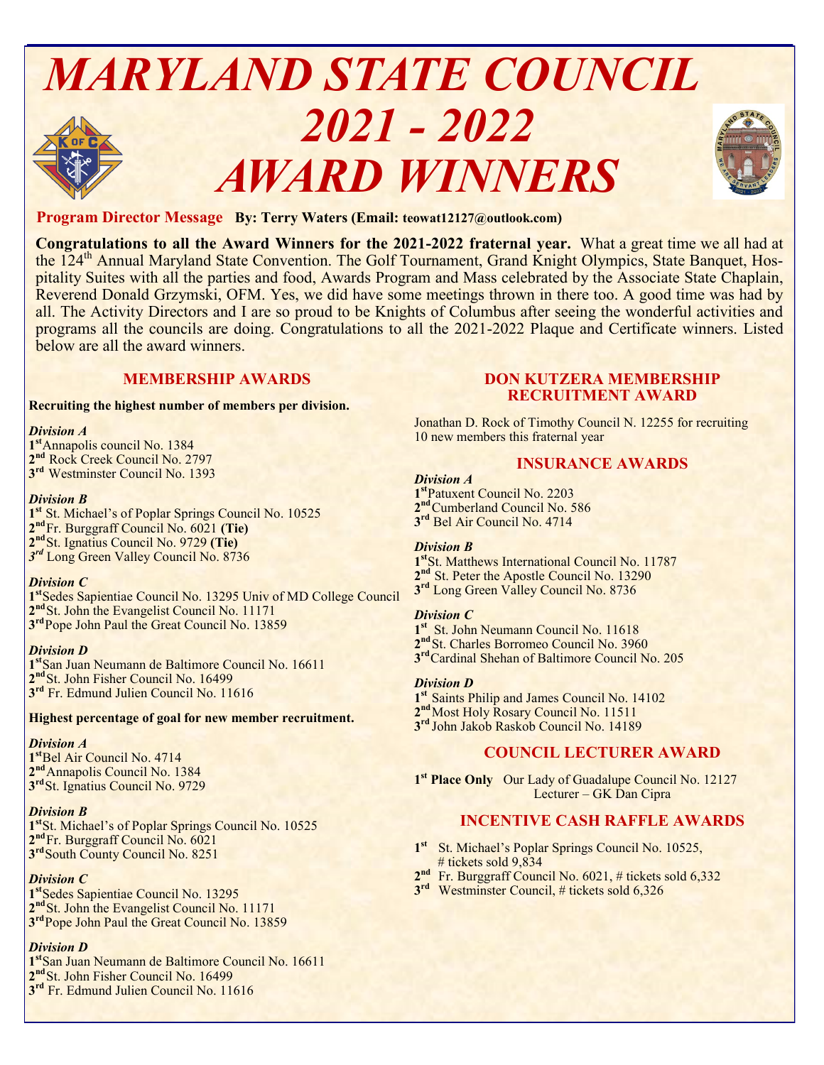# MARYLAND STATE COUNCIL 2021 - 2022 AWARD WINNERS

**Program Director Message** **By: Terry Waters (Email: teowat12127@outlook.com)**

**Congratulations to all the Award Winners for the 2021-2022 fraternal year.** What a great time we all had at the 124th Annual Maryland State Convention. The Golf Tournament, Grand Knight Olympics, State Banquet, Hospitality Suites with all the parties and food, Awards Program and Mass celebrated by the Associate State Chaplain, Reverend Donald Grzymski, OFM. Yes, we did have some meetings thrown in there too. A good time was had by all. The Activity Directors and I are so proud to be Knights of Columbus after seeing the wonderful activities and programs all the councils are doing. Congratulations to all the 2021-2022 Plaque and Certificate winners. Listed below are all the award winners.

## MEMBERSHIP AWARDS

**Recruiting the highest number of members per division.**

*Division A*
1st Annapolis council No. 1384
2nd Rock Creek Council No. 2797
3rd Westminster Council No. 1393

*Division B*
1st St. Michael's of Poplar Springs Council No. 10525
2nd Fr. Burggraff Council No. 6021 **(Tie)**
2nd St. Ignatius Council No. 9729 **(Tie)**
*3rd* Long Green Valley Council No. 8736

*Division C*
1st Sedes Sapientiae Council No. 13295 Univ of MD College Council
2nd St. John the Evangelist Council No. 11171
3rd Pope John Paul the Great Council No. 13859

*Division D*
1st San Juan Neumann de Baltimore Council No. 16611
2nd St. John Fisher Council No. 16499
3rd Fr. Edmund Julien Council No. 11616

**Highest percentage of goal for new member recruitment.**

*Division A*
1st Bel Air Council No. 4714
2nd Annapolis Council No. 1384
3rd St. Ignatius Council No. 9729

*Division B*
1st St. Michael's of Poplar Springs Council No. 10525
2nd Fr. Burggraff Council No. 6021
3rd South County Council No. 8251

*Division C*
1st Sedes Sapientiae Council No. 13295
2nd St. John the Evangelist Council No. 11171
3rd Pope John Paul the Great Council No. 13859

*Division D*
1st San Juan Neumann de Baltimore Council No. 16611
2nd St. John Fisher Council No. 16499
3rd Fr. Edmund Julien Council No. 11616

## DON KUTZERA MEMBERSHIP RECRUITMENT AWARD

Jonathan D. Rock of Timothy Council N. 12255 for recruiting 10 new members this fraternal year

## INSURANCE AWARDS

*Division A*
1st Patuxent Council No. 2203
2nd Cumberland Council No. 586
3rd Bel Air Council No. 4714

*Division B*
1st St. Matthews International Council No. 11787
2nd St. Peter the Apostle Council No. 13290
3rd Long Green Valley Council No. 8736

*Division C*
1st St. John Neumann Council No. 11618
2nd St. Charles Borromeo Council No. 3960
3rd Cardinal Shehan of Baltimore Council No. 205

*Division D*
1st Saints Philip and James Council No. 14102
2nd Most Holy Rosary Council No. 11511
3rd John Jakob Raskob Council No. 14189

## COUNCIL LECTURER AWARD

**1st Place Only** Our Lady of Guadalupe Council No. 12127
Lecturer – GK Dan Cipra

## INCENTIVE CASH RAFFLE AWARDS

1st St. Michael's Poplar Springs Council No. 10525, # tickets sold 9,834
2nd Fr. Burggraff Council No. 6021, # tickets sold 6,332
3rd Westminster Council, # tickets sold 6,326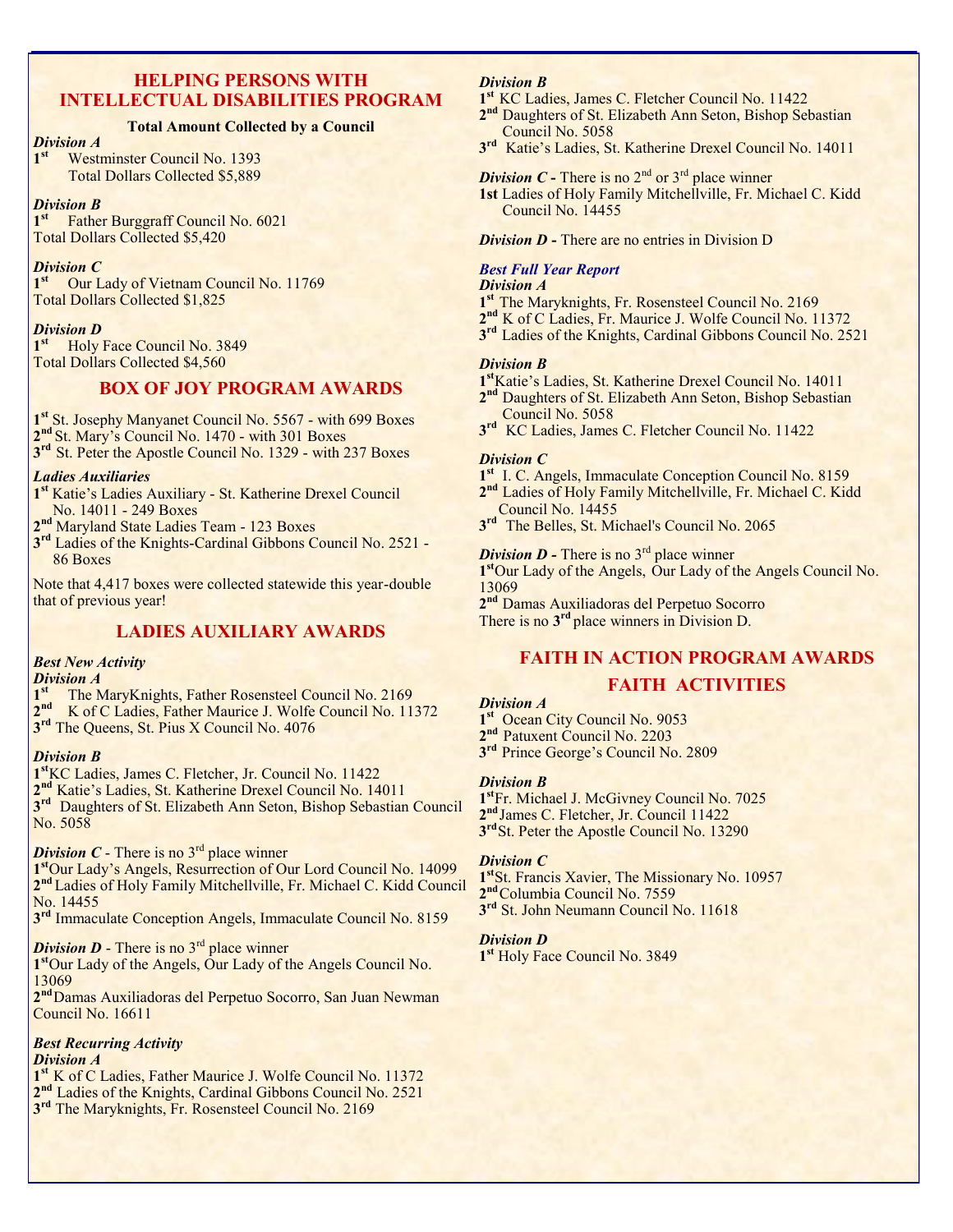## HELPING PERSONS WITH INTELLECTUAL DISABILITIES PROGRAM

**Total Amount Collected by a Council**

***Division A***

1st Westminster Council No. 1393
Total Dollars Collected $5,889

***Division B***

1st Father Burggraff Council No. 6021
Total Dollars Collected $5,420

***Division C***

1st Our Lady of Vietnam Council No. 11769
Total Dollars Collected $1,825

***Division D***

1st Holy Face Council No. 3849
Total Dollars Collected $4,560

## BOX OF JOY PROGRAM AWARDS

1st St. Josephy Manyanet Council No. 5567 - with 699 Boxes
2nd St. Mary's Council No. 1470 - with 301 Boxes
3rd St. Peter the Apostle Council No. 1329 - with 237 Boxes

***Ladies Auxiliaries***

1st Katie's Ladies Auxiliary - St. Katherine Drexel Council No. 14011 - 249 Boxes
2nd Maryland State Ladies Team - 123 Boxes
3rd Ladies of the Knights-Cardinal Gibbons Council No. 2521 - 86 Boxes

Note that 4,417 boxes were collected statewide this year-double that of previous year!

## LADIES AUXILIARY AWARDS

***Best New Activity***

***Division A***

1st The MaryKnights, Father Rosensteel Council No. 2169
2nd K of C Ladies, Father Maurice J. Wolfe Council No. 11372
3rd The Queens, St. Pius X Council No. 4076

***Division B***

1st KC Ladies, James C. Fletcher, Jr. Council No. 11422
2nd Katie's Ladies, St. Katherine Drexel Council No. 14011
3rd Daughters of St. Elizabeth Ann Seton, Bishop Sebastian Council No. 5058

***Division C*** - There is no 3rd place winner

1st Our Lady's Angels, Resurrection of Our Lord Council No. 14099
2nd Ladies of Holy Family Mitchellville, Fr. Michael C. Kidd Council No. 14455
3rd Immaculate Conception Angels, Immaculate Council No. 8159

***Division D*** - There is no 3rd place winner

1st Our Lady of the Angels, Our Lady of the Angels Council No. 13069
2nd Damas Auxiliadoras del Perpetuo Socorro, San Juan Newman Council No. 16611

***Best Recurring Activity***

***Division A***

1st K of C Ladies, Father Maurice J. Wolfe Council No. 11372
2nd Ladies of the Knights, Cardinal Gibbons Council No. 2521
3rd The Maryknights, Fr. Rosensteel Council No. 2169

***Division B***

1st KC Ladies, James C. Fletcher Council No. 11422
2nd Daughters of St. Elizabeth Ann Seton, Bishop Sebastian Council No. 5058
3rd Katie's Ladies, St. Katherine Drexel Council No. 14011

***Division C*** **-** There is no 2nd or 3rd place winner

**1st** Ladies of Holy Family Mitchellville, Fr. Michael C. Kidd Council No. 14455

***Division D*** **-** There are no entries in Division D

***Best Full Year Report***

***Division A***

1st The Maryknights, Fr. Rosensteel Council No. 2169
2nd K of C Ladies, Fr. Maurice J. Wolfe Council No. 11372
3rd Ladies of the Knights, Cardinal Gibbons Council No. 2521

***Division B***

1st Katie's Ladies, St. Katherine Drexel Council No. 14011
2nd Daughters of St. Elizabeth Ann Seton, Bishop Sebastian Council No. 5058
3rd KC Ladies, James C. Fletcher Council No. 11422

***Division C***

1st I. C. Angels, Immaculate Conception Council No. 8159
2nd Ladies of Holy Family Mitchellville, Fr. Michael C. Kidd Council No. 14455
3rd The Belles, St. Michael's Council No. 2065

***Division D*** **-** There is no 3rd place winner

1st Our Lady of the Angels, Our Lady of the Angels Council No. 13069
2nd Damas Auxiliadoras del Perpetuo Socorro
There is no **3rd** place winners in Division D.

## FAITH IN ACTION PROGRAM AWARDS

## FAITH ACTIVITIES

***Division A***

1st Ocean City Council No. 9053
2nd Patuxent Council No. 2203
3rd Prince George's Council No. 2809

***Division B***

1st Fr. Michael J. McGivney Council No. 7025
2nd James C. Fletcher, Jr. Council 11422
3rd St. Peter the Apostle Council No. 13290

***Division C***

1st St. Francis Xavier, The Missionary No. 10957
2nd Columbia Council No. 7559
3rd St. John Neumann Council No. 11618

***Division D***

1st Holy Face Council No. 3849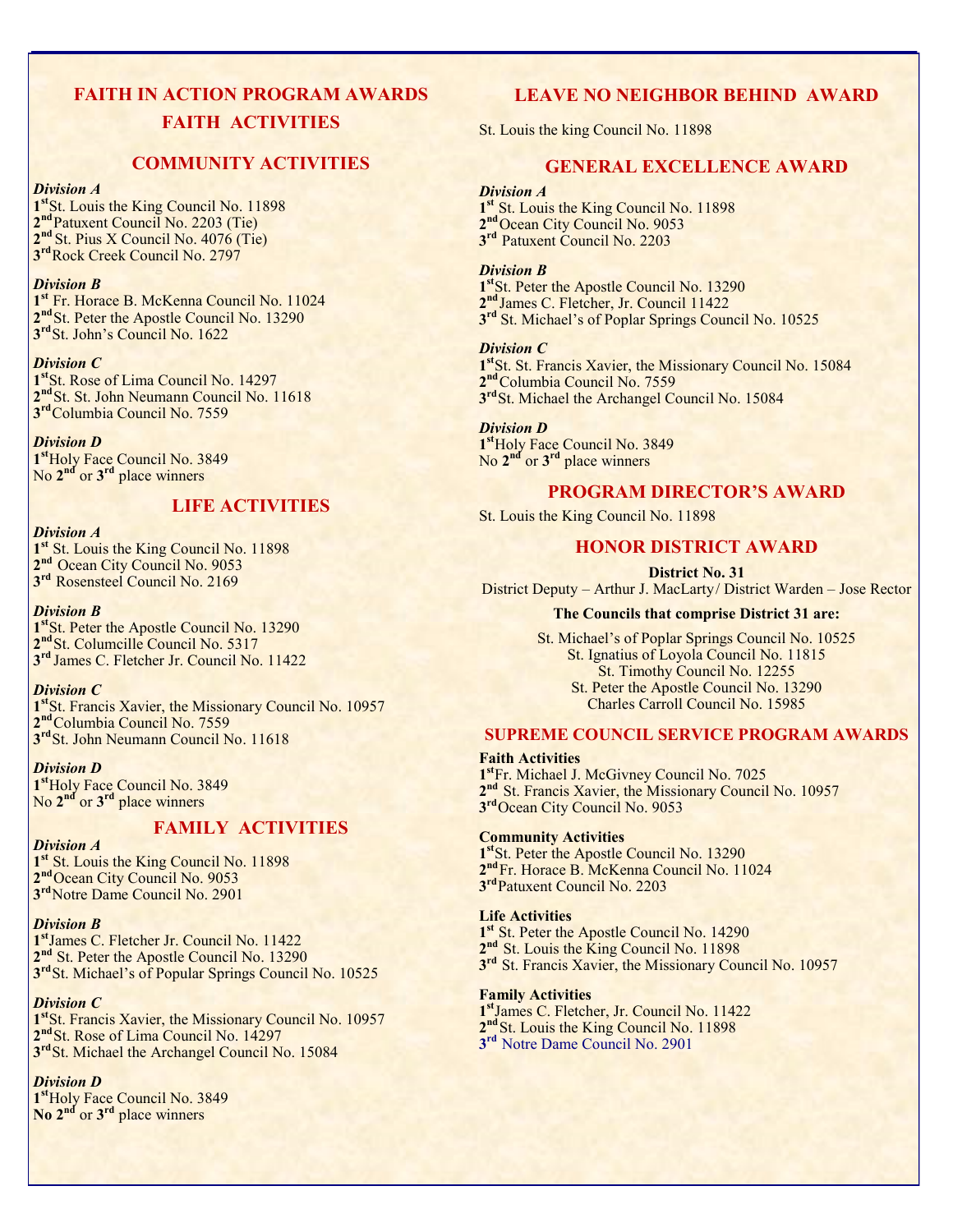## FAITH IN ACTION PROGRAM AWARDS

## FAITH ACTIVITIES

### COMMUNITY ACTIVITIES

***Division A***
1st St. Louis the King Council No. 11898
2nd Patuxent Council No. 2203 (Tie)
2nd St. Pius X Council No. 4076 (Tie)
3rd Rock Creek Council No. 2797

***Division B***
1st Fr. Horace B. McKenna Council No. 11024
2nd St. Peter the Apostle Council No. 13290
3rd St. John's Council No. 1622

***Division C***
1st St. Rose of Lima Council No. 14297
2nd St. St. John Neumann Council No. 11618
3rd Columbia Council No. 7559

***Division D***
1st Holy Face Council No. 3849
No **2nd** or **3rd** place winners

### LIFE ACTIVITIES

***Division A***
1st St. Louis the King Council No. 11898
2nd Ocean City Council No. 9053
3rd Rosensteel Council No. 2169

***Division B***
1st St. Peter the Apostle Council No. 13290
2nd St. Columcille Council No. 5317
3rd James C. Fletcher Jr. Council No. 11422

***Division C***
1st St. Francis Xavier, the Missionary Council No. 10957
2nd Columbia Council No. 7559
3rd St. John Neumann Council No. 11618

***Division D***
1st Holy Face Council No. 3849
No **2nd** or **3rd** place winners

### FAMILY ACTIVITIES

***Division A***
1st St. Louis the King Council No. 11898
2nd Ocean City Council No. 9053
3rd Notre Dame Council No. 2901

***Division B***
1st James C. Fletcher Jr. Council No. 11422
2nd St. Peter the Apostle Council No. 13290
3rd St. Michael's of Popular Springs Council No. 10525

***Division C***
1st St. Francis Xavier, the Missionary Council No. 10957
2nd St. Rose of Lima Council No. 14297
3rd St. Michael the Archangel Council No. 15084

***Division D***
1st Holy Face Council No. 3849
**No 2nd** or **3rd** place winners

### LEAVE NO NEIGHBOR BEHIND AWARD

St. Louis the king Council No. 11898

### GENERAL EXCELLENCE AWARD

***Division A***
1st St. Louis the King Council No. 11898
2nd Ocean City Council No. 9053
3rd Patuxent Council No. 2203

***Division B***
1st St. Peter the Apostle Council No. 13290
2nd James C. Fletcher, Jr. Council 11422
3rd St. Michael's of Poplar Springs Council No. 10525

***Division C***
1st St. St. Francis Xavier, the Missionary Council No. 15084
2nd Columbia Council No. 7559
3rd St. Michael the Archangel Council No. 15084

***Division D***
1st Holy Face Council No. 3849
No **2nd** or **3rd** place winners

### PROGRAM DIRECTOR'S AWARD

St. Louis the King Council No. 11898

### HONOR DISTRICT AWARD

**District No. 31**
District Deputy – Arthur J. MacLarty/ District Warden – Jose Rector

**The Councils that comprise District 31 are:**

St. Michael's of Poplar Springs Council No. 10525
St. Ignatius of Loyola Council No. 11815
St. Timothy Council No. 12255
St. Peter the Apostle Council No. 13290
Charles Carroll Council No. 15985

### SUPREME COUNCIL SERVICE PROGRAM AWARDS

**Faith Activities**
1st Fr. Michael J. McGivney Council No. 7025
2nd St. Francis Xavier, the Missionary Council No. 10957
3rd Ocean City Council No. 9053

**Community Activities**
1st St. Peter the Apostle Council No. 13290
2nd Fr. Horace B. McKenna Council No. 11024
3rd Patuxent Council No. 2203

**Life Activities**
1st St. Peter the Apostle Council No. 14290
2nd St. Louis the King Council No. 11898
3rd St. Francis Xavier, the Missionary Council No. 10957

**Family Activities**
1st James C. Fletcher, Jr. Council No. 11422
2nd St. Louis the King Council No. 11898
3rd Notre Dame Council No. 2901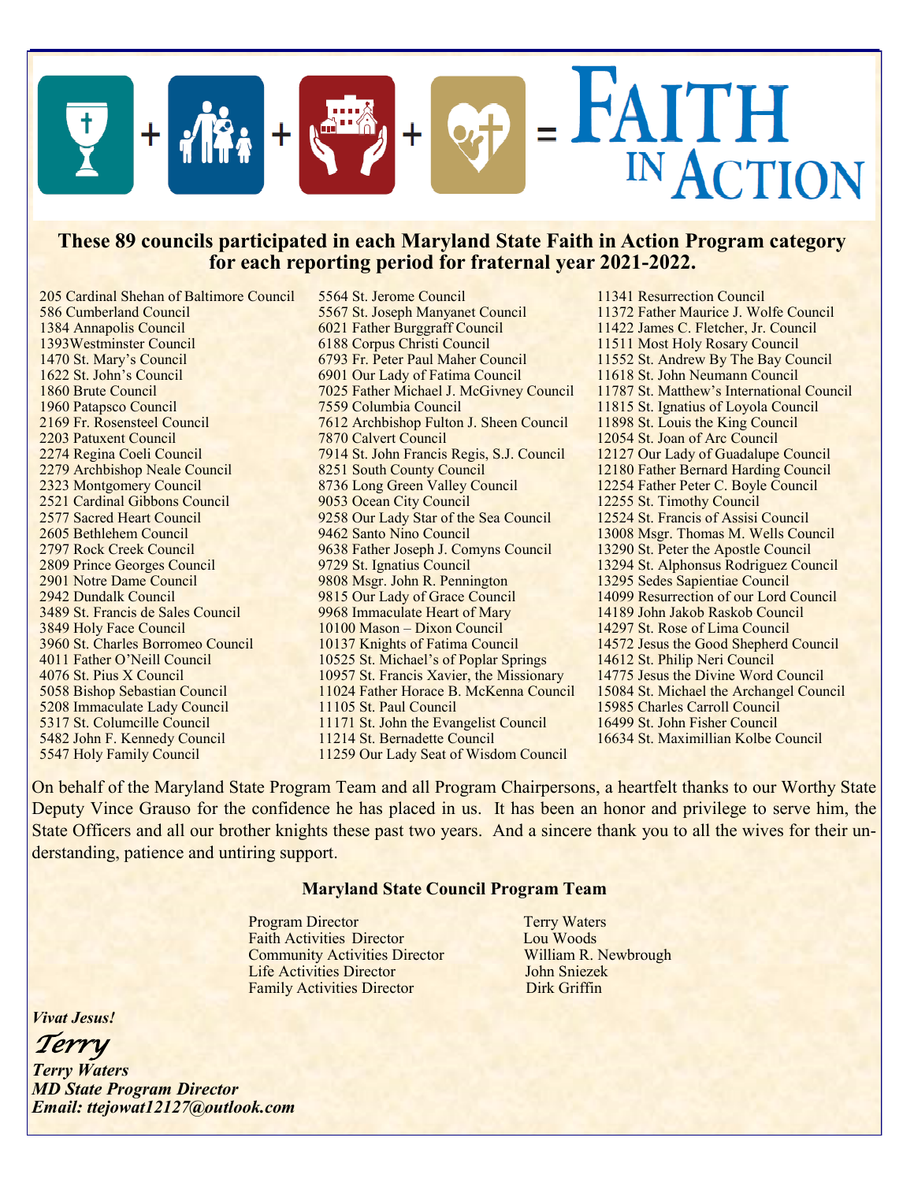# FAITH IN ACTION

**These 89 councils participated in each Maryland State Faith in Action Program category for each reporting period for fraternal year 2021-2022.**

205 Cardinal Shehan of Baltimore Council
586 Cumberland Council
1384 Annapolis Council
1393Westminster Council
1470 St. Mary's Council
1622 St. John's Council
1860 Brute Council
1960 Patapsco Council
2169 Fr. Rosensteel Council
2203 Patuxent Council
2274 Regina Coeli Council
2279 Archbishop Neale Council
2323 Montgomery Council
2521 Cardinal Gibbons Council
2577 Sacred Heart Council
2605 Bethlehem Council
2797 Rock Creek Council
2809 Prince Georges Council
2901 Notre Dame Council
2942 Dundalk Council
3489 St. Francis de Sales Council
3849 Holy Face Council
3960 St. Charles Borromeo Council
4011 Father O'Neill Council
4076 St. Pius X Council
5058 Bishop Sebastian Council
5208 Immaculate Lady Council
5317 St. Columcille Council
5482 John F. Kennedy Council
5547 Holy Family Council
5564 St. Jerome Council
5567 St. Joseph Manyanet Council
6021 Father Burggraff Council
6188 Corpus Christi Council
6793 Fr. Peter Paul Maher Council
6901 Our Lady of Fatima Council
7025 Father Michael J. McGivney Council
7559 Columbia Council
7612 Archbishop Fulton J. Sheen Council
7870 Calvert Council
7914 St. John Francis Regis, S.J. Council
8251 South County Council
8736 Long Green Valley Council
9053 Ocean City Council
9258 Our Lady Star of the Sea Council
9462 Santo Nino Council
9638 Father Joseph J. Comyns Council
9729 St. Ignatius Council
9808 Msgr. John R. Pennington
9815 Our Lady of Grace Council
9968 Immaculate Heart of Mary
10100 Mason – Dixon Council
10137 Knights of Fatima Council
10525 St. Michael's of Poplar Springs
10957 St. Francis Xavier, the Missionary
11024 Father Horace B. McKenna Council
11105 St. Paul Council
11171 St. John the Evangelist Council
11214 St. Bernadette Council
11259 Our Lady Seat of Wisdom Council
11341 Resurrection Council
11372 Father Maurice J. Wolfe Council
11422 James C. Fletcher, Jr. Council
11511 Most Holy Rosary Council
11552 St. Andrew By The Bay Council
11618 St. John Neumann Council
11787 St. Matthew's International Council
11815 St. Ignatius of Loyola Council
11898 St. Louis the King Council
12054 St. Joan of Arc Council
12127 Our Lady of Guadalupe Council
12180 Father Bernard Harding Council
12254 Father Peter C. Boyle Council
12255 St. Timothy Council
12524 St. Francis of Assisi Council
13008 Msgr. Thomas M. Wells Council
13290 St. Peter the Apostle Council
13294 St. Alphonsus Rodriguez Council
13295 Sedes Sapientiae Council
14099 Resurrection of our Lord Council
14189 John Jakob Raskob Council
14297 St. Rose of Lima Council
14572 Jesus the Good Shepherd Council
14612 St. Philip Neri Council
14775 Jesus the Divine Word Council
15084 St. Michael the Archangel Council
15985 Charles Carroll Council
16499 St. John Fisher Council
16634 St. Maximillian Kolbe Council

On behalf of the Maryland State Program Team and all Program Chairpersons, a heartfelt thanks to our Worthy State Deputy Vince Grauso for the confidence he has placed in us. It has been an honor and privilege to serve him, the State Officers and all our brother knights these past two years. And a sincere thank you to all the wives for their understanding, patience and untiring support.

**Maryland State Council Program Team**

| | |
|---|---|
| Program Director | Terry Waters |
| Faith Activities Director | Lou Woods |
| Community Activities Director | William R. Newbrough |
| Life Activities Director | John Sniezek |
| Family Activities Director | Dirk Griffin |

***Vivat Jesus!***

*Terry*

***Terry Waters***
***MD State Program Director***
***Email: ttejowat12127@outlook.com***